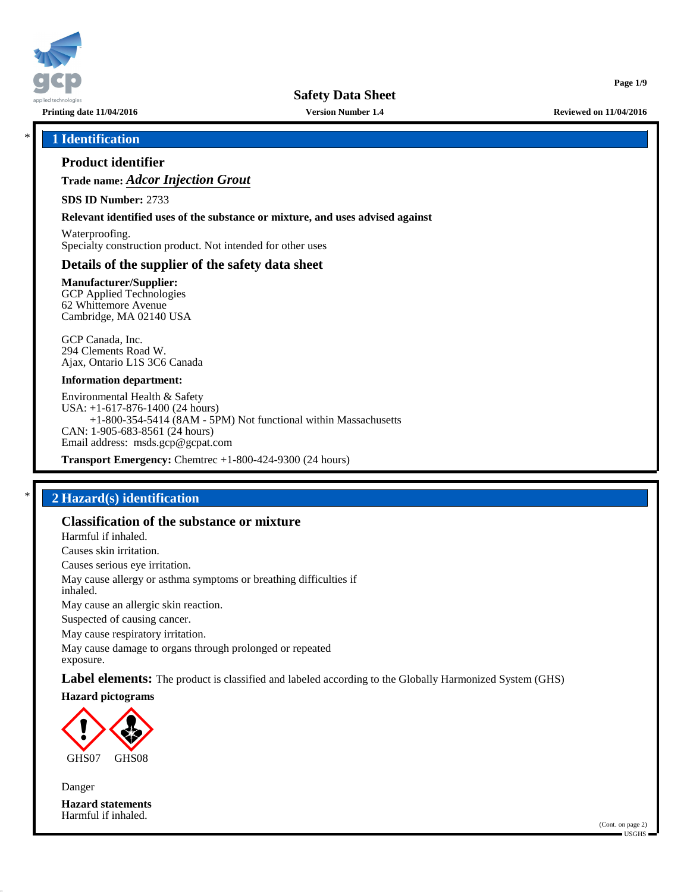# Safety Data Sheet

**Printing date 11/04/2016** **Version Number 1.4** **Reviewed on 11/04/2016**

## * 1 Identification

### Product identifier

**Trade name:** ***Adcor Injection Grout***

**SDS ID Number:** 2733

**Relevant identified uses of the substance or mixture, and uses advised against**

Waterproofing.
Specialty construction product. Not intended for other uses

### Details of the supplier of the safety data sheet

**Manufacturer/Supplier:**
GCP Applied Technologies
62 Whittemore Avenue
Cambridge, MA 02140 USA

GCP Canada, Inc.
294 Clements Road W.
Ajax, Ontario L1S 3C6 Canada

**Information department:**

Environmental Health & Safety
USA: +1-617-876-1400 (24 hours)
+1-800-354-5414 (8AM - 5PM) Not functional within Massachusetts
CAN: 1-905-683-8561 (24 hours)
Email address: msds.gcp@gcpat.com

**Transport Emergency:** Chemtrec +1-800-424-9300 (24 hours)

## * 2 Hazard(s) identification

### Classification of the substance or mixture

Harmful if inhaled.
Causes skin irritation.
Causes serious eye irritation.
May cause allergy or asthma symptoms or breathing difficulties if inhaled.
May cause an allergic skin reaction.
Suspected of causing cancer.
May cause respiratory irritation.
May cause damage to organs through prolonged or repeated exposure.

**Label elements:** The product is classified and labeled according to the Globally Harmonized System (GHS)

**Hazard pictograms**

GHS07 GHS08

Danger

**Hazard statements**
Harmful if inhaled.

(Cont. on page 2)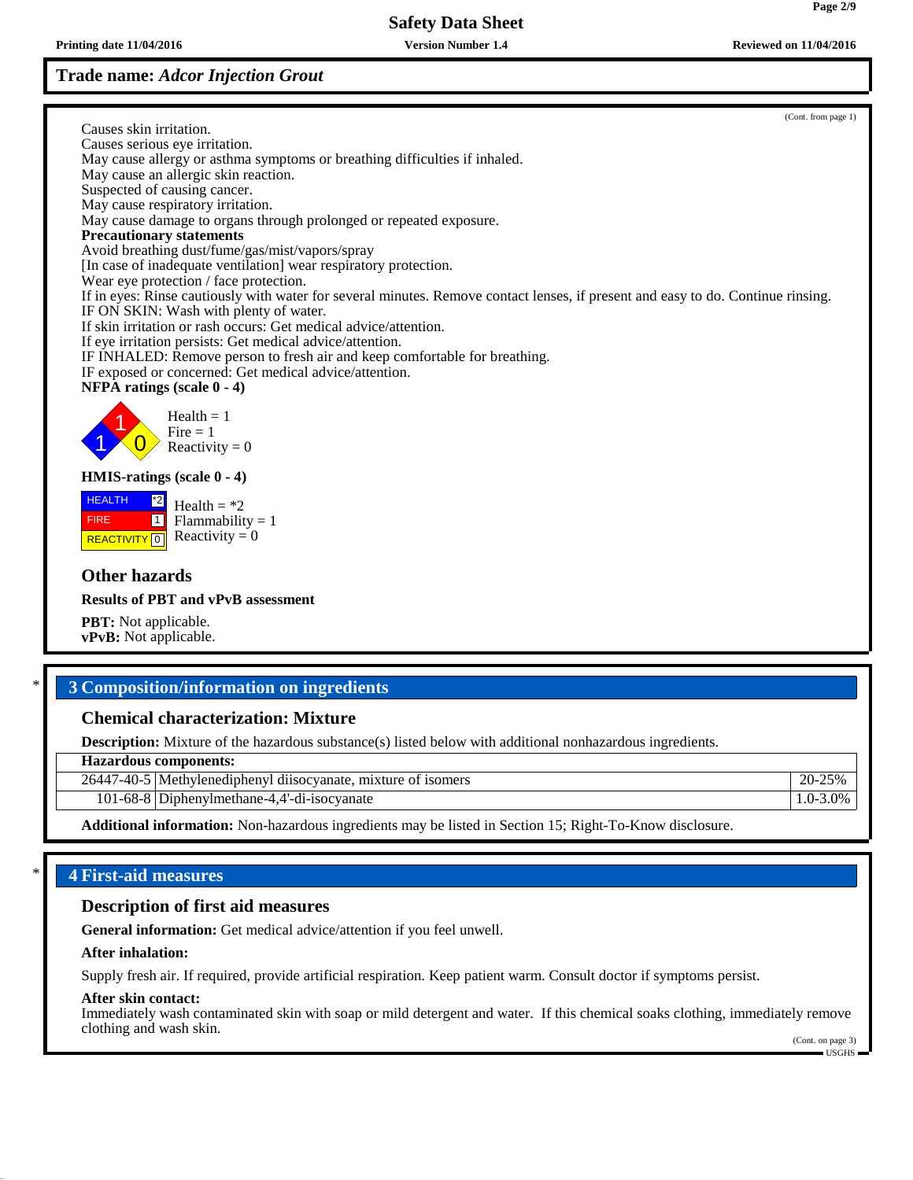**Trade name: *Adcor Injection Grout***

(Cont. from page 1)

Causes skin irritation.
Causes serious eye irritation.
May cause allergy or asthma symptoms or breathing difficulties if inhaled.
May cause an allergic skin reaction.
Suspected of causing cancer.
May cause respiratory irritation.
May cause damage to organs through prolonged or repeated exposure.

**Precautionary statements**

Avoid breathing dust/fume/gas/mist/vapors/spray
[In case of inadequate ventilation] wear respiratory protection.
Wear eye protection / face protection.
If in eyes: Rinse cautiously with water for several minutes. Remove contact lenses, if present and easy to do. Continue rinsing.
IF ON SKIN: Wash with plenty of water.
If skin irritation or rash occurs: Get medical advice/attention.
If eye irritation persists: Get medical advice/attention.
IF INHALED: Remove person to fresh air and keep comfortable for breathing.
IF exposed or concerned: Get medical advice/attention.

**NFPA ratings (scale 0 - 4)**

Health = 1
Fire = 1
Reactivity = 0

**HMIS-ratings (scale 0 - 4)**

| HEALTH | *2 |
|---|---|
| FIRE | 1 |
| REACTIVITY | 0 |

Health = *2
Flammability = 1
Reactivity = 0

### Other hazards

**Results of PBT and vPvB assessment**

**PBT:** Not applicable.
**vPvB:** Not applicable.

## 3 Composition/information on ingredients

### Chemical characterization: Mixture

**Description:** Mixture of the hazardous substance(s) listed below with additional nonhazardous ingredients.

| **Hazardous components:** | | |
|---|---|---|
| 26447-40-5 | Methylenediphenyl diisocyanate, mixture of isomers | 20-25% |
| 101-68-8 | Diphenylmethane-4,4'-di-isocyanate | 1.0-3.0% |

**Additional information:** Non-hazardous ingredients may be listed in Section 15; Right-To-Know disclosure.

## 4 First-aid measures

### Description of first aid measures

**General information:** Get medical advice/attention if you feel unwell.

**After inhalation:**

Supply fresh air. If required, provide artificial respiration. Keep patient warm. Consult doctor if symptoms persist.

**After skin contact:**
Immediately wash contaminated skin with soap or mild detergent and water. If this chemical soaks clothing, immediately remove clothing and wash skin.

(Cont. on page 3)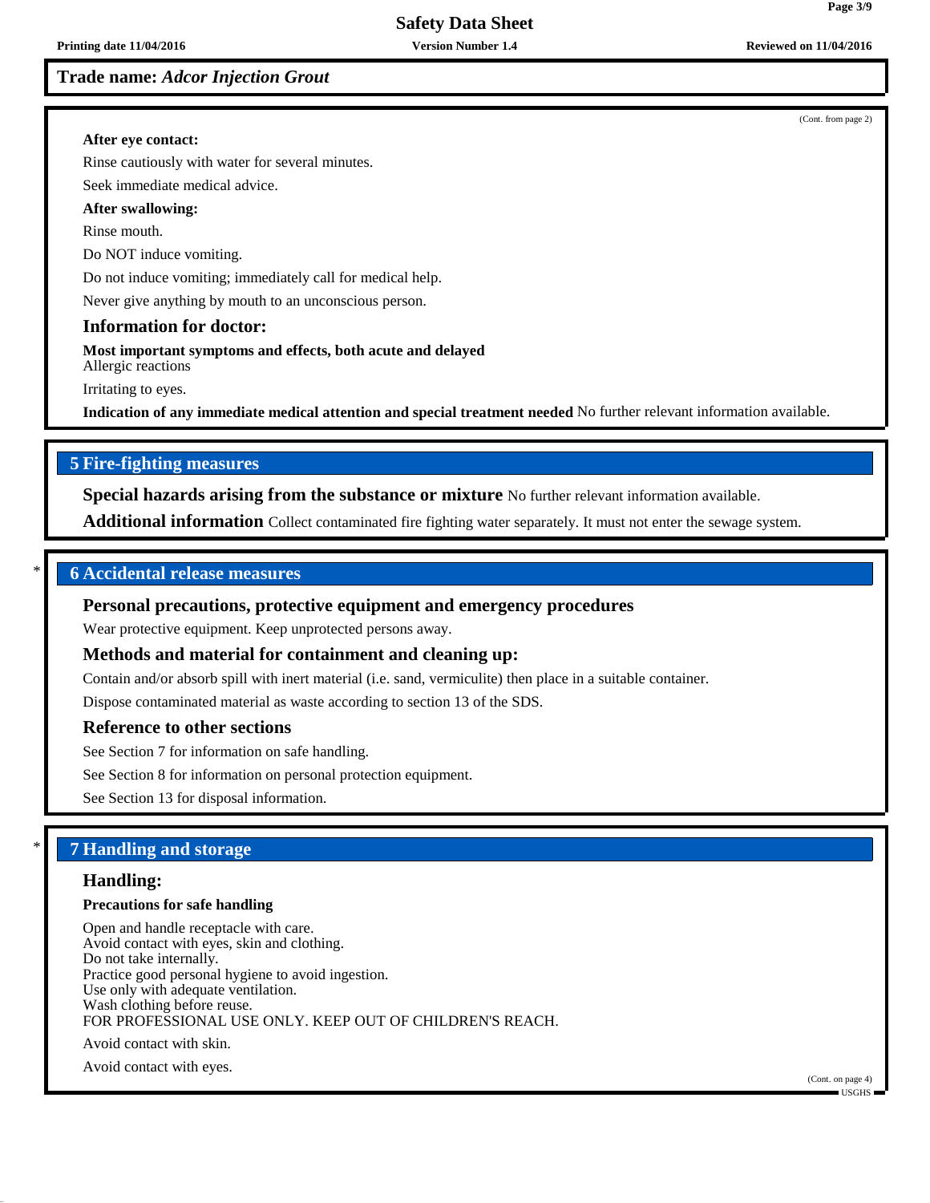**Trade name:** ***Adcor Injection Grout***

(Cont. from page 2)

**After eye contact:**

Rinse cautiously with water for several minutes.

Seek immediate medical advice.

**After swallowing:**

Rinse mouth.

Do NOT induce vomiting.

Do not induce vomiting; immediately call for medical help.

Never give anything by mouth to an unconscious person.

### Information for doctor:

**Most important symptoms and effects, both acute and delayed**
Allergic reactions

Irritating to eyes.

**Indication of any immediate medical attention and special treatment needed** No further relevant information available.

## 5 Fire-fighting measures

**Special hazards arising from the substance or mixture** No further relevant information available.

**Additional information** Collect contaminated fire fighting water separately. It must not enter the sewage system.

## * 6 Accidental release measures

### Personal precautions, protective equipment and emergency procedures

Wear protective equipment. Keep unprotected persons away.

### Methods and material for containment and cleaning up:

Contain and/or absorb spill with inert material (i.e. sand, vermiculite) then place in a suitable container.

Dispose contaminated material as waste according to section 13 of the SDS.

### Reference to other sections

See Section 7 for information on safe handling.

See Section 8 for information on personal protection equipment.

See Section 13 for disposal information.

## * 7 Handling and storage

### Handling:

**Precautions for safe handling**

Open and handle receptacle with care.
Avoid contact with eyes, skin and clothing.
Do not take internally.
Practice good personal hygiene to avoid ingestion.
Use only with adequate ventilation.
Wash clothing before reuse.
FOR PROFESSIONAL USE ONLY. KEEP OUT OF CHILDREN'S REACH.

Avoid contact with skin.

Avoid contact with eyes.

(Cont. on page 4)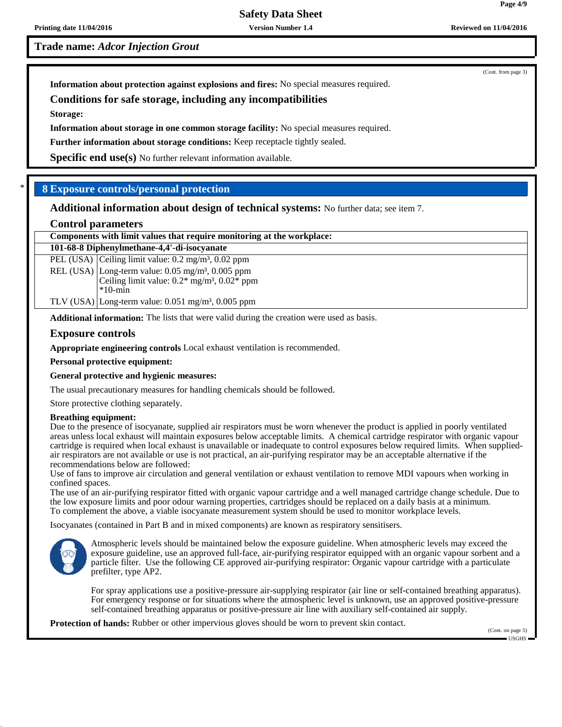**Trade name:** ***Adcor Injection Grout***

(Cont. from page 3)

**Information about protection against explosions and fires:** No special measures required.

### Conditions for safe storage, including any incompatibilities

**Storage:**

**Information about storage in one common storage facility:** No special measures required.

**Further information about storage conditions:** Keep receptacle tightly sealed.

**Specific end use(s)** No further relevant information available.

## * 8 Exposure controls/personal protection

**Additional information about design of technical systems:** No further data; see item 7.

### Control parameters

| Components with limit values that require monitoring at the workplace: | |
|---|---|
| **101-68-8 Diphenylmethane-4,4'-di-isocyanate** | |
| PEL (USA) | Ceiling limit value: 0.2 mg/m³, 0.02 ppm |
| REL (USA) | Long-term value: 0.05 mg/m³, 0.005 ppm<br>Ceiling limit value: 0.2* mg/m³, 0.02* ppm<br>*10-min |
| TLV (USA) | Long-term value: 0.051 mg/m³, 0.005 ppm |

**Additional information:** The lists that were valid during the creation were used as basis.

### Exposure controls

**Appropriate engineering controls** Local exhaust ventilation is recommended.

**Personal protective equipment:**

**General protective and hygienic measures:**

The usual precautionary measures for handling chemicals should be followed.

Store protective clothing separately.

**Breathing equipment:**
Due to the presence of isocyanate, supplied air respirators must be worn whenever the product is applied in poorly ventilated areas unless local exhaust will maintain exposures below acceptable limits. A chemical cartridge respirator with organic vapour cartridge is required when local exhaust is unavailable or inadequate to control exposures below required limits. When supplied-air respirators are not available or use is not practical, an air-purifying respirator may be an acceptable alternative if the recommendations below are followed:
Use of fans to improve air circulation and general ventilation or exhaust ventilation to remove MDI vapours when working in confined spaces.
The use of an air-purifying respirator fitted with organic vapour cartridge and a well managed cartridge change schedule. Due to the low exposure limits and poor odour warning properties, cartridges should be replaced on a daily basis at a minimum.
To complement the above, a viable isocyanate measurement system should be used to monitor workplace levels.

Isocyanates (contained in Part B and in mixed components) are known as respiratory sensitisers.

Atmospheric levels should be maintained below the exposure guideline. When atmospheric levels may exceed the exposure guideline, use an approved full-face, air-purifying respirator equipped with an organic vapour sorbent and a particle filter. Use the following CE approved air-purifying respirator: Organic vapour cartridge with a particulate prefilter, type AP2.

For spray applications use a positive-pressure air-supplying respirator (air line or self-contained breathing apparatus). For emergency response or for situations where the atmospheric level is unknown, use an approved positive-pressure self-contained breathing apparatus or positive-pressure air line with auxiliary self-contained air supply.

**Protection of hands:** Rubber or other impervious gloves should be worn to prevent skin contact.

(Cont. on page 5)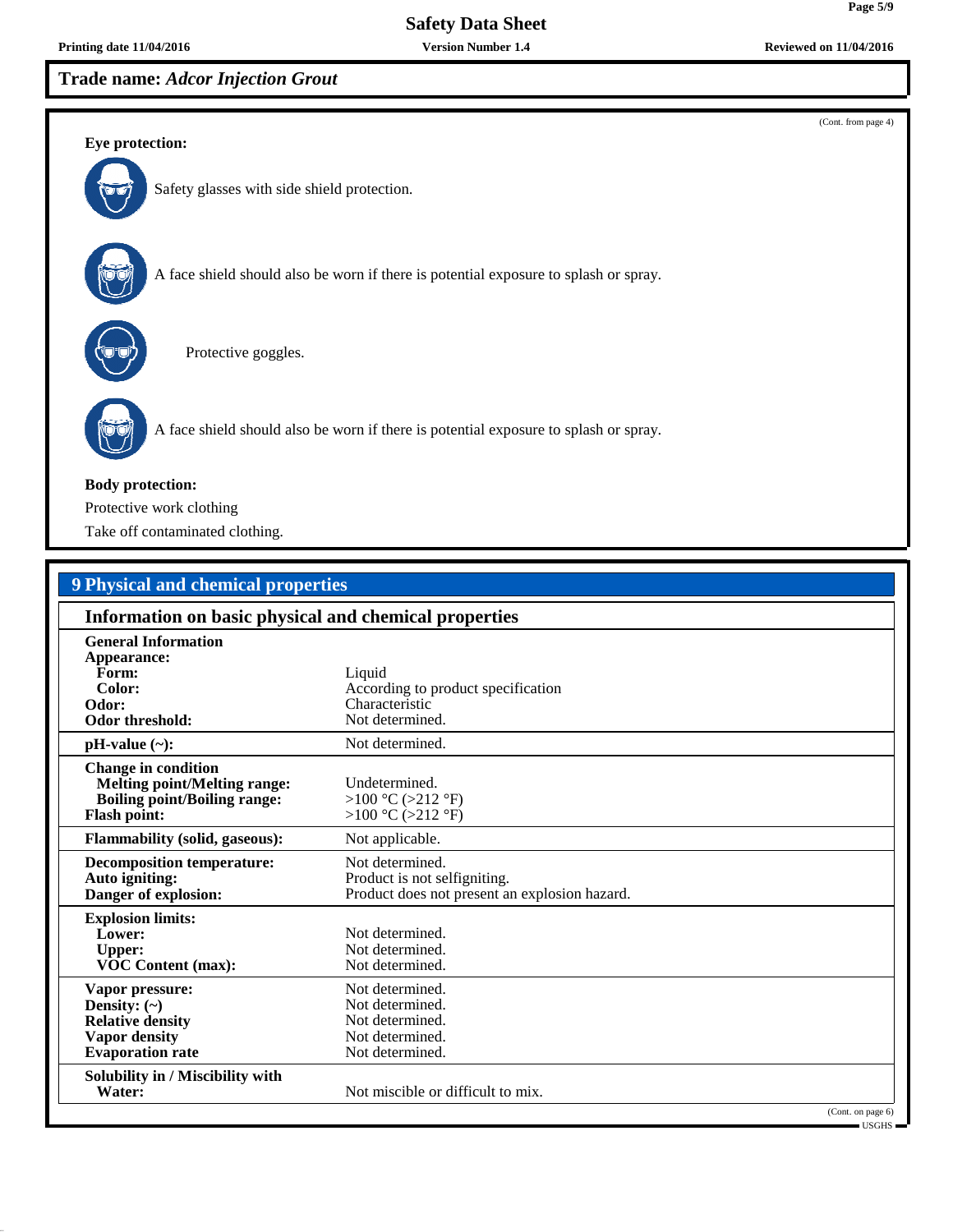**Trade name:** ***Adcor Injection Grout***

(Cont. from page 4)

**Eye protection:**

Safety glasses with side shield protection.

A face shield should also be worn if there is potential exposure to splash or spray.

Protective goggles.

A face shield should also be worn if there is potential exposure to splash or spray.

**Body protection:**

Protective work clothing

Take off contaminated clothing.

## 9 Physical and chemical properties

### Information on basic physical and chemical properties

| | |
|---|---|
| **General Information** | |
| **Appearance:** | |
| **Form:** | Liquid |
| **Color:** | According to product specification |
| **Odor:** | Characteristic |
| **Odor threshold:** | Not determined. |
| **pH-value (~):** | Not determined. |
| **Change in condition** | |
| **Melting point/Melting range:** | Undetermined. |
| **Boiling point/Boiling range:** | >100 °C (>212 °F) |
| **Flash point:** | >100 °C (>212 °F) |
| **Flammability (solid, gaseous):** | Not applicable. |
| **Decomposition temperature:** | Not determined. |
| **Auto igniting:** | Product is not selfigniting. |
| **Danger of explosion:** | Product does not present an explosion hazard. |
| **Explosion limits:** | |
| **Lower:** | Not determined. |
| **Upper:** | Not determined. |
| **VOC Content (max):** | Not determined. |
| **Vapor pressure:** | Not determined. |
| **Density: (~)** | Not determined. |
| **Relative density** | Not determined. |
| **Vapor density** | Not determined. |
| **Evaporation rate** | Not determined. |
| **Solubility in / Miscibility with** | |
| **Water:** | Not miscible or difficult to mix. |

(Cont. on page 6)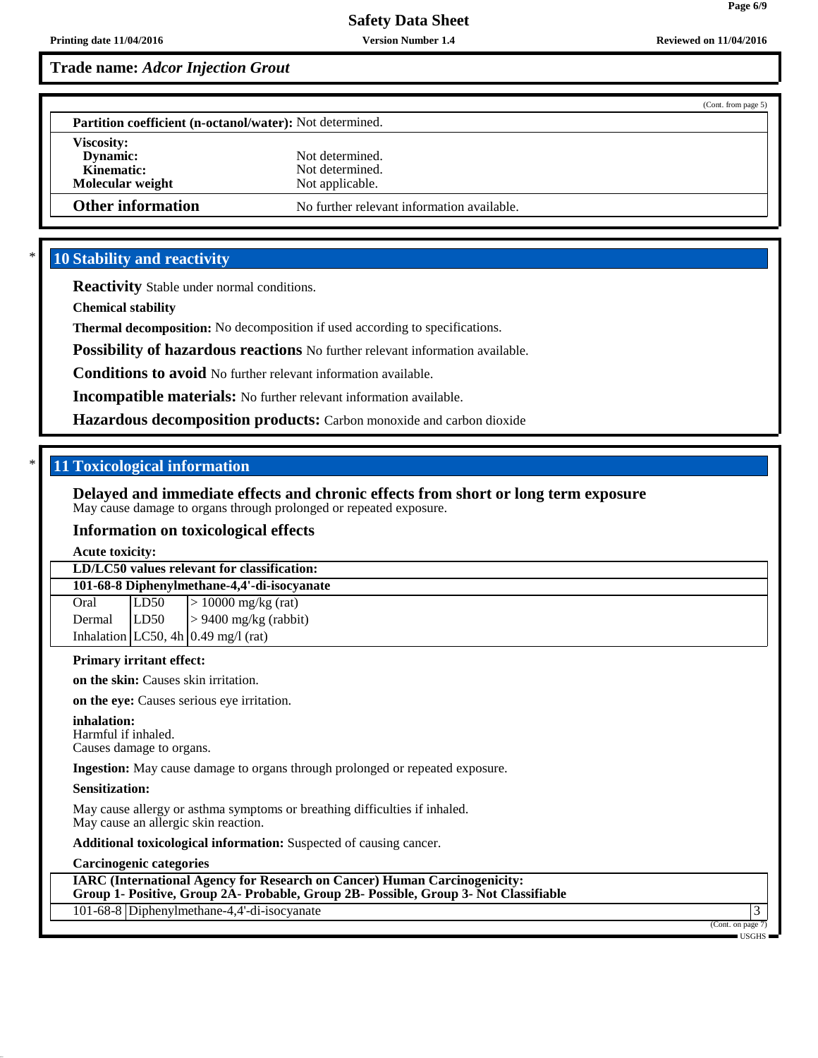**Trade name:** ***Adcor Injection Grout***

(Cont. from page 5)

**Partition coefficient (n-octanol/water):** Not determined.

**Viscosity:**
- **Dynamic:** Not determined.
- **Kinematic:** Not determined.

**Molecular weight** Not applicable.

**Other information** No further relevant information available.

## * 10 Stability and reactivity

**Reactivity** Stable under normal conditions.

**Chemical stability**

**Thermal decomposition:** No decomposition if used according to specifications.

**Possibility of hazardous reactions** No further relevant information available.

**Conditions to avoid** No further relevant information available.

**Incompatible materials:** No further relevant information available.

**Hazardous decomposition products:** Carbon monoxide and carbon dioxide

## * 11 Toxicological information

### Delayed and immediate effects and chronic effects from short or long term exposure

May cause damage to organs through prolonged or repeated exposure.

### Information on toxicological effects

**Acute toxicity:**

| LD/LC50 values relevant for classification: | | |
|---|---|---|
| **101-68-8 Diphenylmethane-4,4'-di-isocyanate** | | |
| Oral | LD50 | > 10000 mg/kg (rat) |
| Dermal | LD50 | > 9400 mg/kg (rabbit) |
| Inhalation | LC50, 4h | 0.49 mg/l (rat) |

**Primary irritant effect:**

**on the skin:** Causes skin irritation.

**on the eye:** Causes serious eye irritation.

**inhalation:**
Harmful if inhaled.
Causes damage to organs.

**Ingestion:** May cause damage to organs through prolonged or repeated exposure.

**Sensitization:**

May cause allergy or asthma symptoms or breathing difficulties if inhaled.
May cause an allergic skin reaction.

**Additional toxicological information:** Suspected of causing cancer.

**Carcinogenic categories**

| IARC (International Agency for Research on Cancer) Human Carcinogenicity: Group 1- Positive, Group 2A- Probable, Group 2B- Possible, Group 3- Not Classifiable | | |
|---|---|---|
| 101-68-8 | Diphenylmethane-4,4'-di-isocyanate | 3 |

(Cont. on page 7)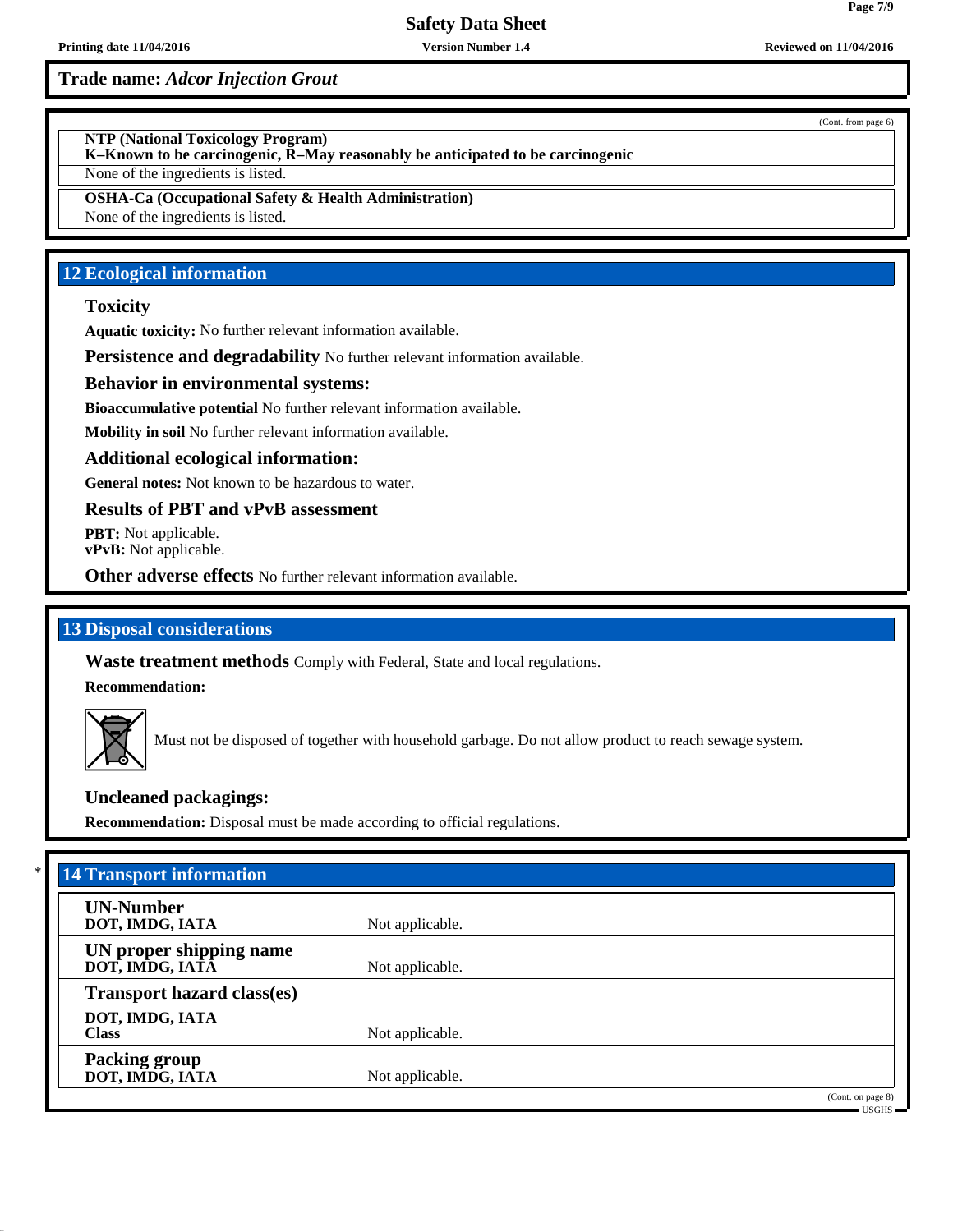**Trade name:** ***Adcor Injection Grout***

(Cont. from page 6)

| **NTP (National Toxicology Program)** **K–Known to be carcinogenic, R–May reasonably be anticipated to be carcinogenic** |
| --- |
| None of the ingredients is listed. |

| **OSHA-Ca (Occupational Safety & Health Administration)** |
| --- |
| None of the ingredients is listed. |

## 12 Ecological information

### Toxicity

**Aquatic toxicity:** No further relevant information available.

**Persistence and degradability** No further relevant information available.

### Behavior in environmental systems:

**Bioaccumulative potential** No further relevant information available.

**Mobility in soil** No further relevant information available.

### Additional ecological information:

**General notes:** Not known to be hazardous to water.

### Results of PBT and vPvB assessment

**PBT:** Not applicable.
**vPvB:** Not applicable.

**Other adverse effects** No further relevant information available.

## 13 Disposal considerations

**Waste treatment methods** Comply with Federal, State and local regulations.

**Recommendation:**

Must not be disposed of together with household garbage. Do not allow product to reach sewage system.

### Uncleaned packagings:

**Recommendation:** Disposal must be made according to official regulations.

## * 14 Transport information

| | |
| --- | --- |
| **UN-Number** **DOT, IMDG, IATA** | Not applicable. |
| **UN proper shipping name** **DOT, IMDG, IATA** | Not applicable. |
| **Transport hazard class(es)** | |
| **DOT, IMDG, IATA** **Class** | Not applicable. |
| **Packing group** **DOT, IMDG, IATA** | Not applicable. |

(Cont. on page 8)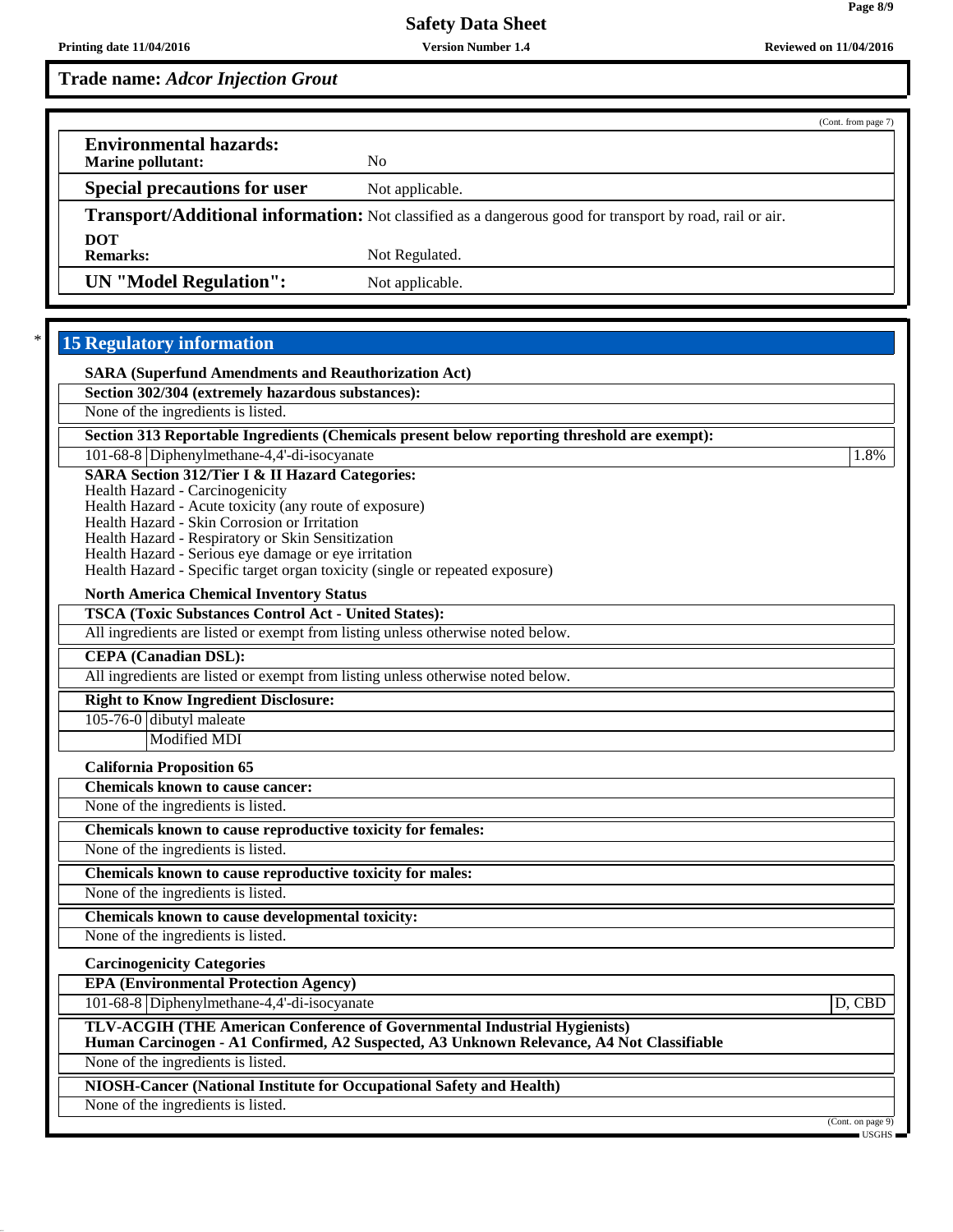**Trade name:** ***Adcor Injection Grout***

(Cont. from page 7)

**Environmental hazards:**
**Marine pollutant:** No

**Special precautions for user** Not applicable.

**Transport/Additional information:** Not classified as a dangerous good for transport by road, rail or air.

**DOT**
**Remarks:** Not Regulated.

**UN "Model Regulation":** Not applicable.

## 15 Regulatory information

**SARA (Superfund Amendments and Reauthorization Act)**

**Section 302/304 (extremely hazardous substances):**

None of the ingredients is listed.

**Section 313 Reportable Ingredients (Chemicals present below reporting threshold are exempt):**

| | | |
|---|---|---|
| 101-68-8 | Diphenylmethane-4,4'-di-isocyanate | 1.8% |

**SARA Section 312/Tier I & II Hazard Categories:**
Health Hazard - Carcinogenicity
Health Hazard - Acute toxicity (any route of exposure)
Health Hazard - Skin Corrosion or Irritation
Health Hazard - Respiratory or Skin Sensitization
Health Hazard - Serious eye damage or eye irritation
Health Hazard - Specific target organ toxicity (single or repeated exposure)

**North America Chemical Inventory Status**

**TSCA (Toxic Substances Control Act - United States):**

All ingredients are listed or exempt from listing unless otherwise noted below.

**CEPA (Canadian DSL):**

All ingredients are listed or exempt from listing unless otherwise noted below.

**Right to Know Ingredient Disclosure:**

| | |
|---|---|
| 105-76-0 | dibutyl maleate |
| | Modified MDI |

**California Proposition 65**

**Chemicals known to cause cancer:**

None of the ingredients is listed.

**Chemicals known to cause reproductive toxicity for females:**

None of the ingredients is listed.

**Chemicals known to cause reproductive toxicity for males:**

None of the ingredients is listed.

**Chemicals known to cause developmental toxicity:**

None of the ingredients is listed.

**Carcinogenicity Categories**

**EPA (Environmental Protection Agency)**

| | | |
|---|---|---|
| 101-68-8 | Diphenylmethane-4,4'-di-isocyanate | D, CBD |

**TLV-ACGIH (THE American Conference of Governmental Industrial Hygienists)**
**Human Carcinogen - A1 Confirmed, A2 Suspected, A3 Unknown Relevance, A4 Not Classifiable**

None of the ingredients is listed.

**NIOSH-Cancer (National Institute for Occupational Safety and Health)**

None of the ingredients is listed.

(Cont. on page 9)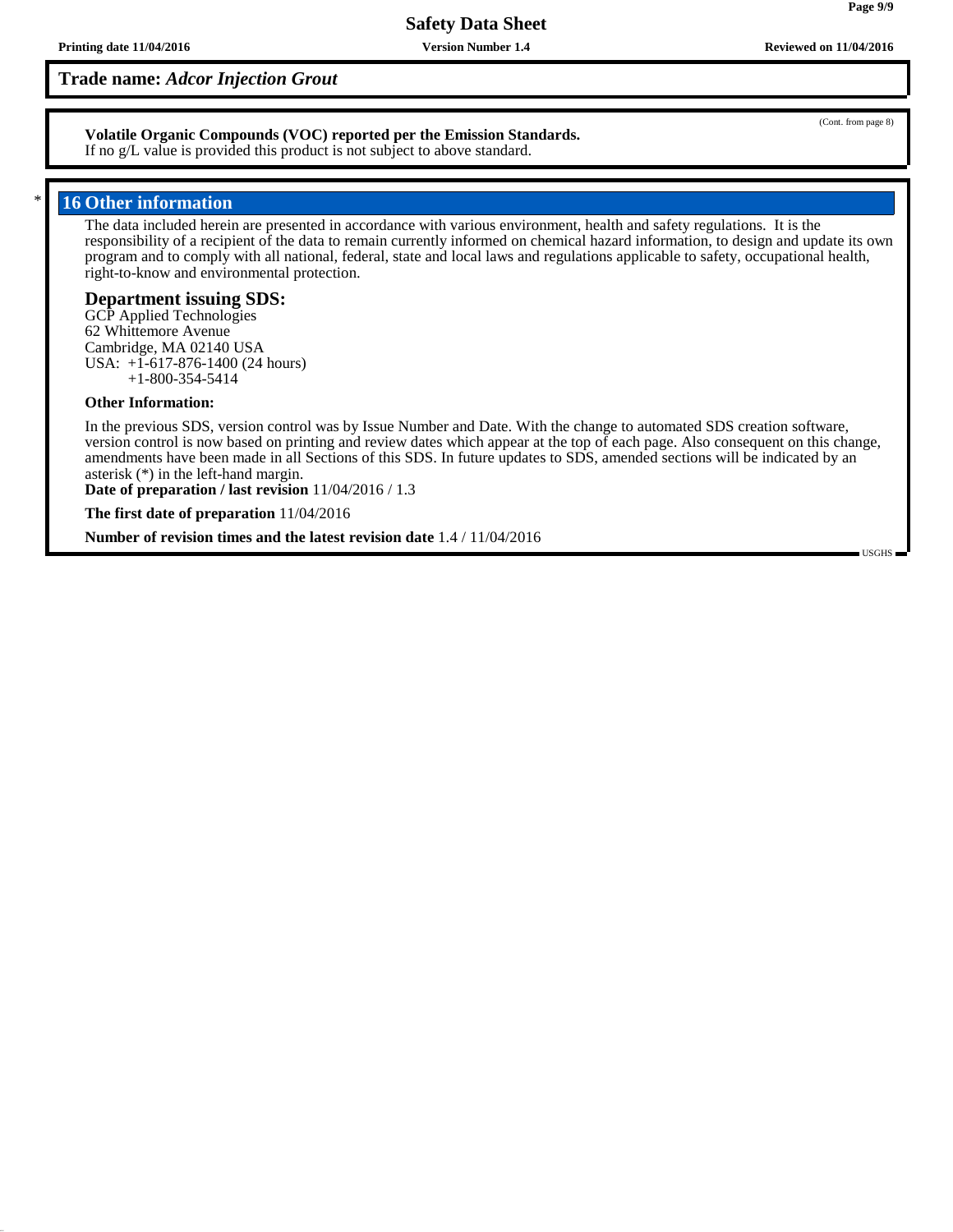**Trade name: *Adcor Injection Grout***

(Cont. from page 8)

**Volatile Organic Compounds (VOC) reported per the Emission Standards.**
If no g/L value is provided this product is not subject to above standard.

## * 16 Other information

The data included herein are presented in accordance with various environment, health and safety regulations. It is the responsibility of a recipient of the data to remain currently informed on chemical hazard information, to design and update its own program and to comply with all national, federal, state and local laws and regulations applicable to safety, occupational health, right-to-know and environmental protection.

### Department issuing SDS:

GCP Applied Technologies
62 Whittemore Avenue
Cambridge, MA 02140 USA
USA: +1-617-876-1400 (24 hours)
+1-800-354-5414

**Other Information:**

In the previous SDS, version control was by Issue Number and Date. With the change to automated SDS creation software, version control is now based on printing and review dates which appear at the top of each page. Also consequent on this change, amendments have been made in all Sections of this SDS. In future updates to SDS, amended sections will be indicated by an asterisk (*) in the left-hand margin.

**Date of preparation / last revision** 11/04/2016 / 1.3

**The first date of preparation** 11/04/2016

**Number of revision times and the latest revision date** 1.4 / 11/04/2016

USGHS